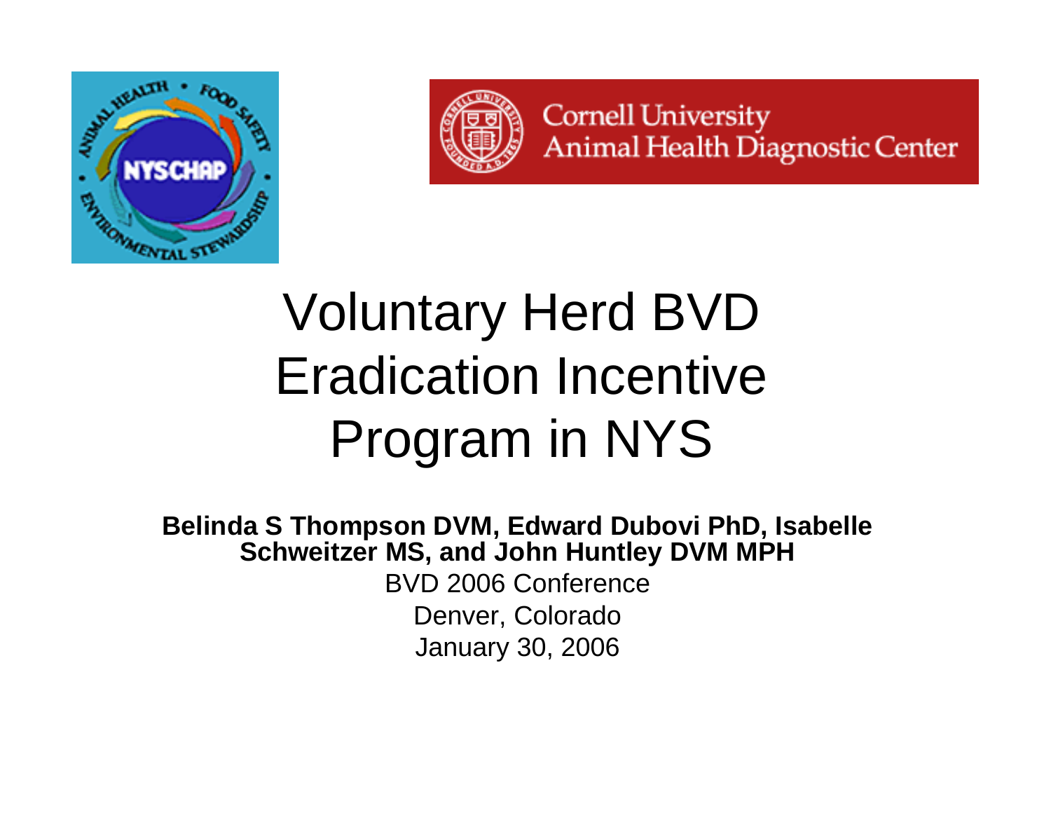# Voluntary Herd BVD Eradication Incentive Program in NYS

**Belinda S Thompson DVM, Edward Dubovi PhD, Isabelle Schweitzer MS, and John Huntley DVM MPH**

BVD 2006 Conference

Denver, Colorado

January 30, 2006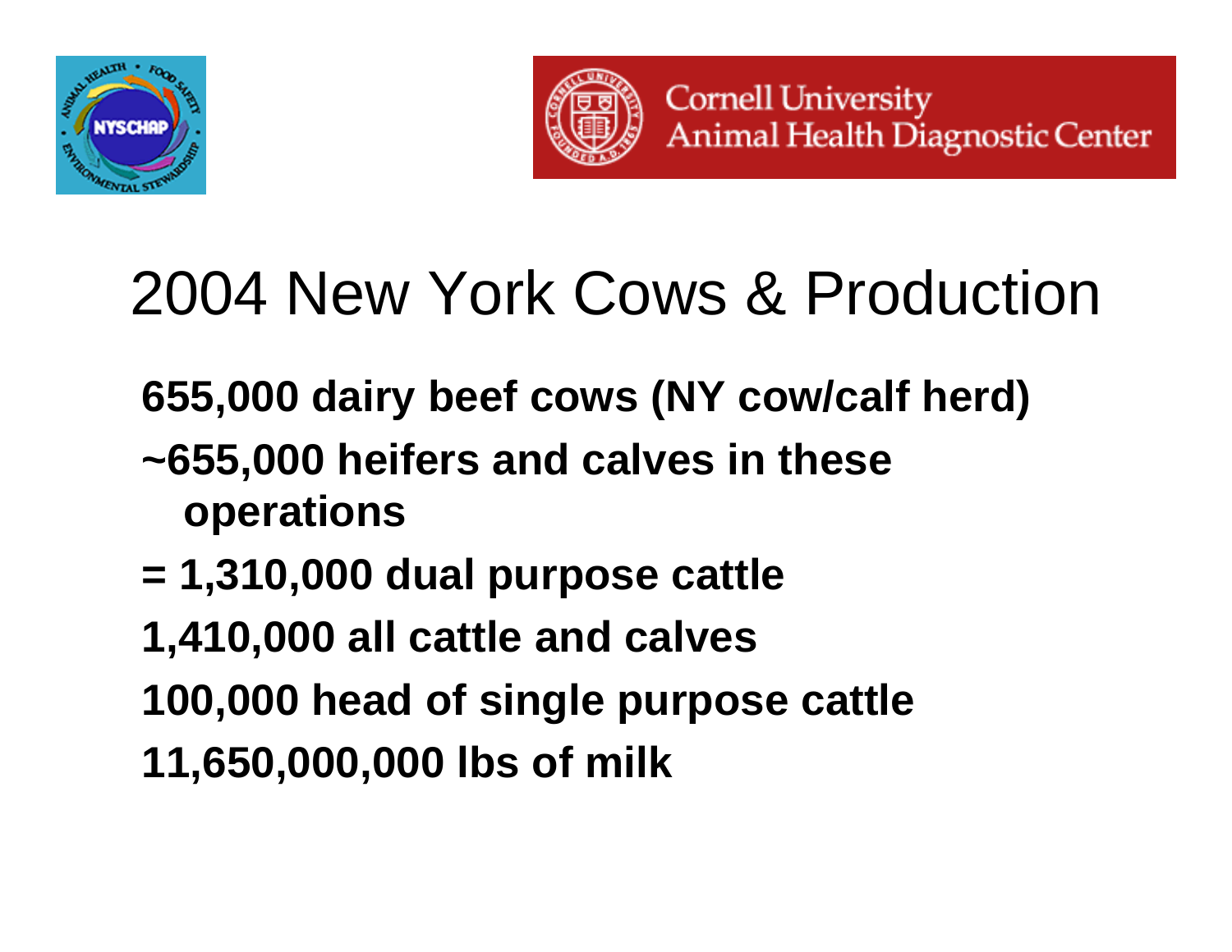# 2004 New York Cows & Production

**655,000 dairy beef cows (NY cow/calf herd)**

**~655,000 heifers and calves in these operations**

**= 1,310,000 dual purpose cattle**

**1,410,000 all cattle and calves**

**100,000 head of single purpose cattle**

**11,650,000,000 lbs of milk**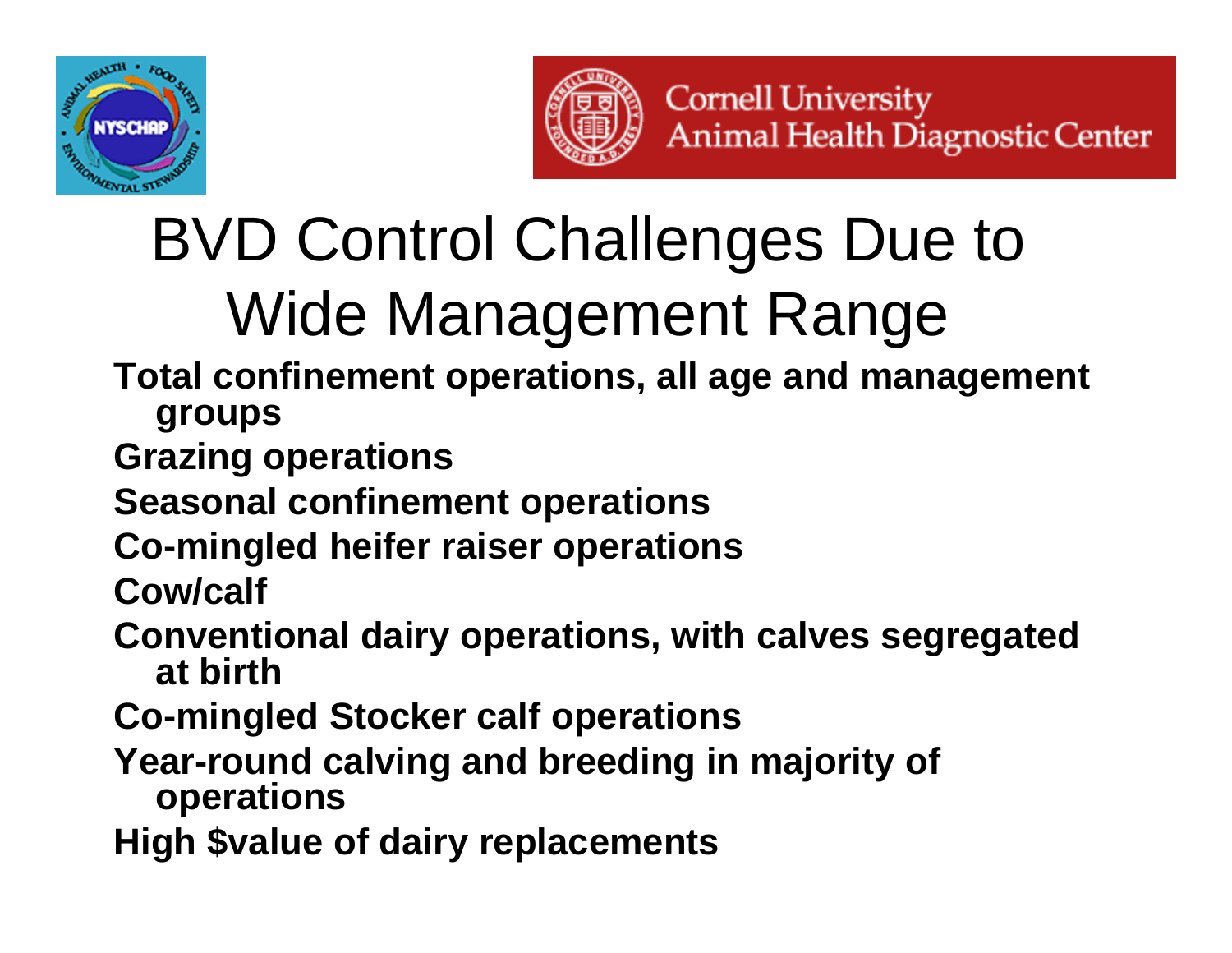# BVD Control Challenges Due to Wide Management Range

- **Total confinement operations, all age and management groups**
- **Grazing operations**
- **Seasonal confinement operations**
- **Co-mingled heifer raiser operations**
- **Cow/calf**
- **Conventional dairy operations, with calves segregated at birth**
- **Co-mingled Stocker calf operations**
- **Year-round calving and breeding in majority of operations**
- **High $value of dairy replacements**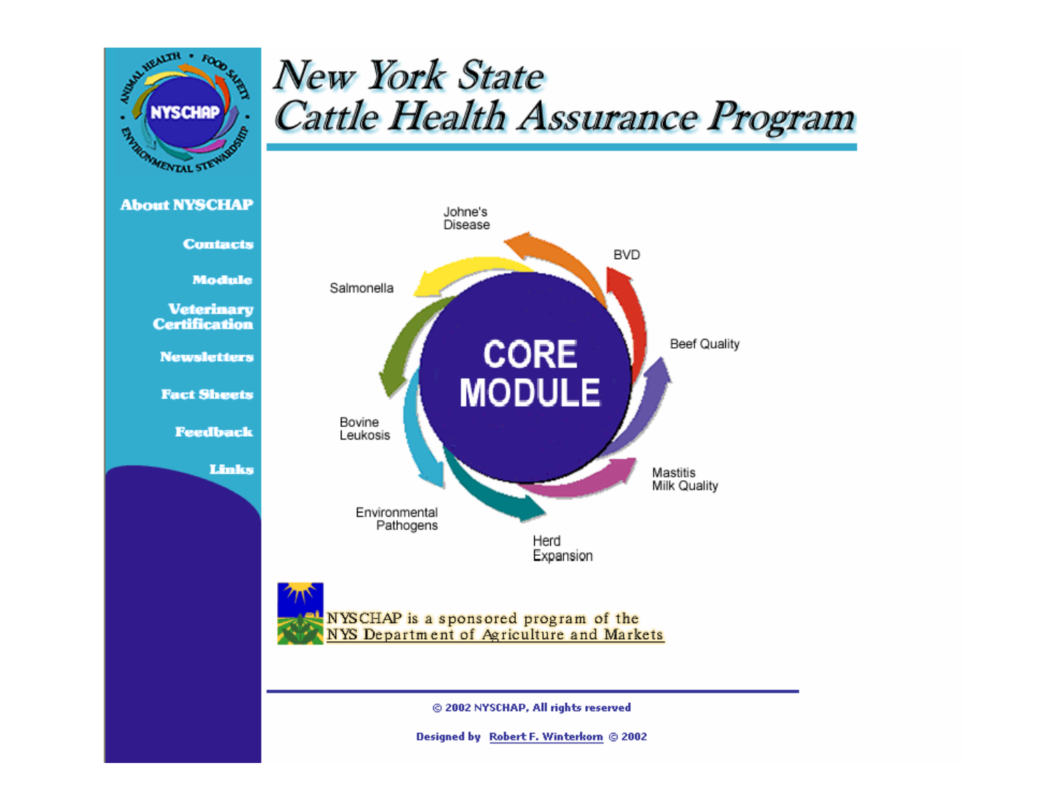# New York State Cattle Health Assurance Program

- About NYSCHAP
- Contacts
- Module
- Veterinary Certification
- Newsletters
- Fact Sheets
- Feedback
- Links

CORE MODULE

Johne's Disease

BVD

Beef Quality

Mastitis Milk Quality

Herd Expansion

Environmental Pathogens

Bovine Leukosis

Salmonella

NYSCHAP is a sponsored program of the NYS Department of Agriculture and Markets

© 2002 NYSCHAP, All rights reserved

Designed by Robert F. Winterkorn © 2002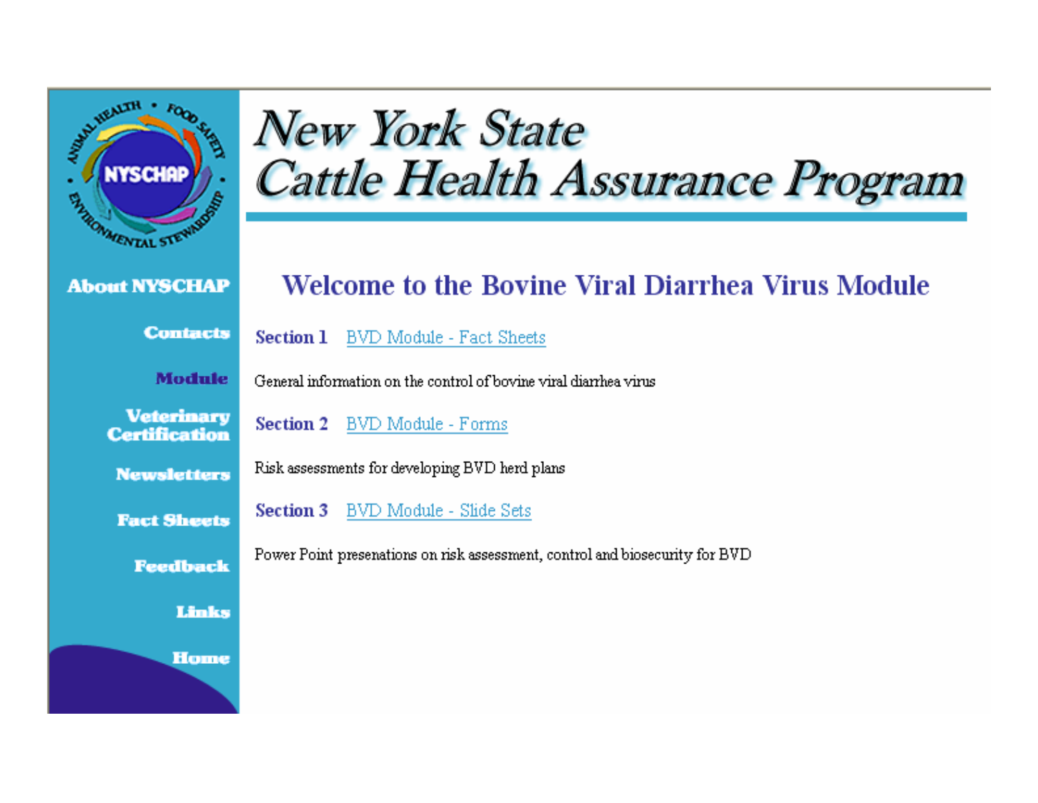# New York State Cattle Health Assurance Program

About NYSCHAP

Contacts

Module

Veterinary Certification

Newsletters

Fact Sheets

Feedback

Links

Home

## Welcome to the Bovine Viral Diarrhea Virus Module

**Section 1** BVD Module - Fact Sheets

General information on the control of bovine viral diarrhea virus

**Section 2** BVD Module - Forms

Risk assessments for developing BVD herd plans

**Section 3** BVD Module - Slide Sets

Power Point presenations on risk assessment, control and biosecurity for BVD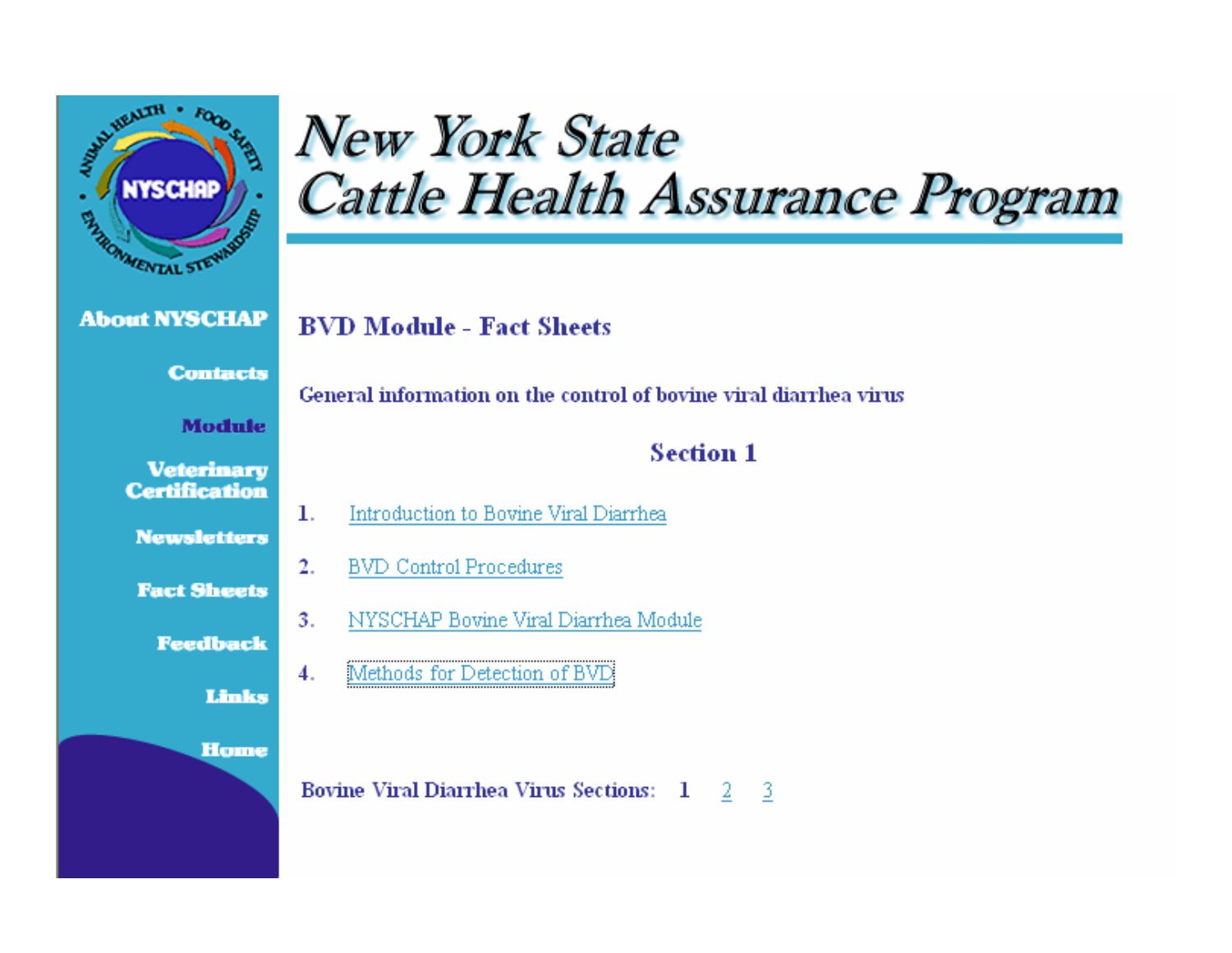# New York State Cattle Health Assurance Program

About NYSCHAP

Contacts

Module

Veterinary Certification

Newsletters

Fact Sheets

Feedback

Links

Home

## BVD Module - Fact Sheets

General information on the control of bovine viral diarrhea virus

### Section 1

1. Introduction to Bovine Viral Diarrhea
2. BVD Control Procedures
3. NYSCHAP Bovine Viral Diarrhea Module
4. Methods for Detection of BVD

Bovine Viral Diarrhea Virus Sections: 1 2 3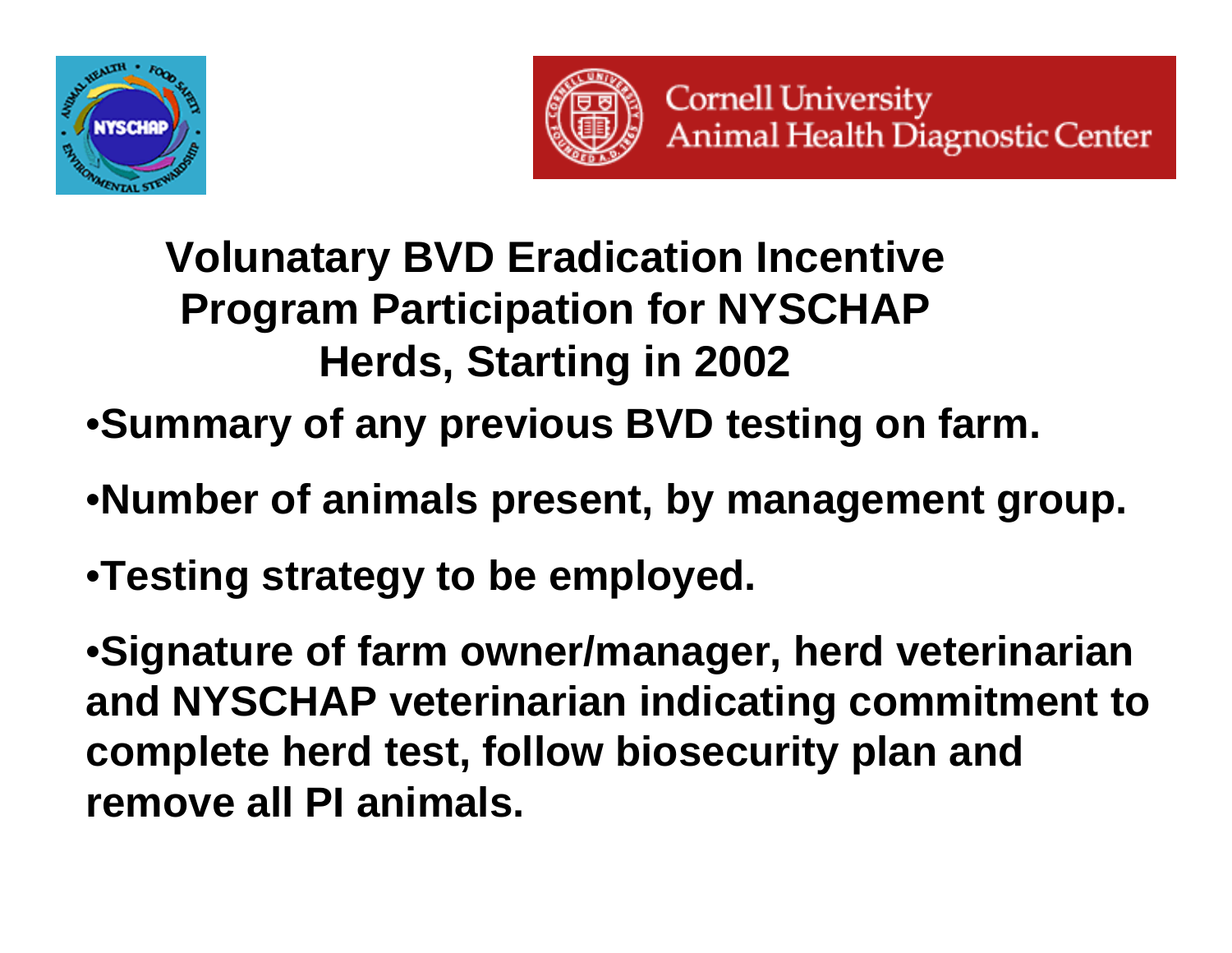# Volunatary BVD Eradication Incentive Program Participation for NYSCHAP Herds, Starting in 2002

- **Summary of any previous BVD testing on farm.**
- **Number of animals present, by management group.**
- **Testing strategy to be employed.**
- **Signature of farm owner/manager, herd veterinarian and NYSCHAP veterinarian indicating commitment to complete herd test, follow biosecurity plan and remove all PI animals.**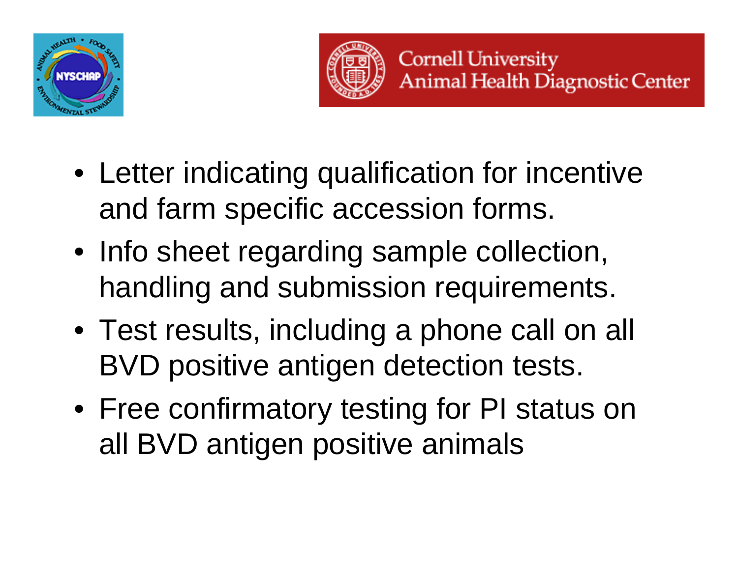- Letter indicating qualification for incentive and farm specific accession forms.
- Info sheet regarding sample collection, handling and submission requirements.
- Test results, including a phone call on all BVD positive antigen detection tests.
- Free confirmatory testing for PI status on all BVD antigen positive animals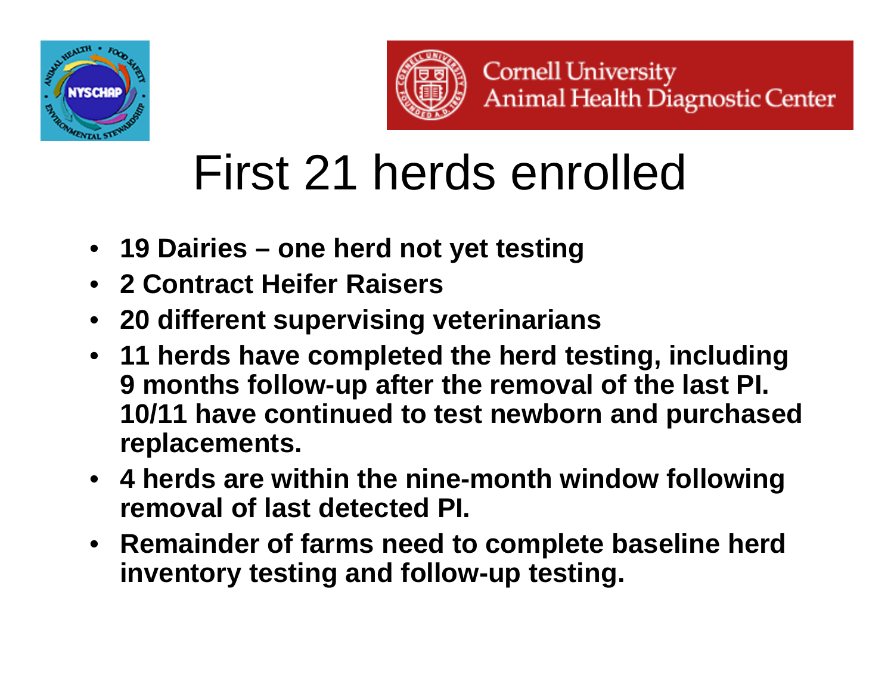# First 21 herds enrolled

- **19 Dairies – one herd not yet testing**
- **2 Contract Heifer Raisers**
- **20 different supervising veterinarians**
- **11 herds have completed the herd testing, including 9 months follow-up after the removal of the last PI. 10/11 have continued to test newborn and purchased replacements.**
- **4 herds are within the nine-month window following removal of last detected PI.**
- **Remainder of farms need to complete baseline herd inventory testing and follow-up testing.**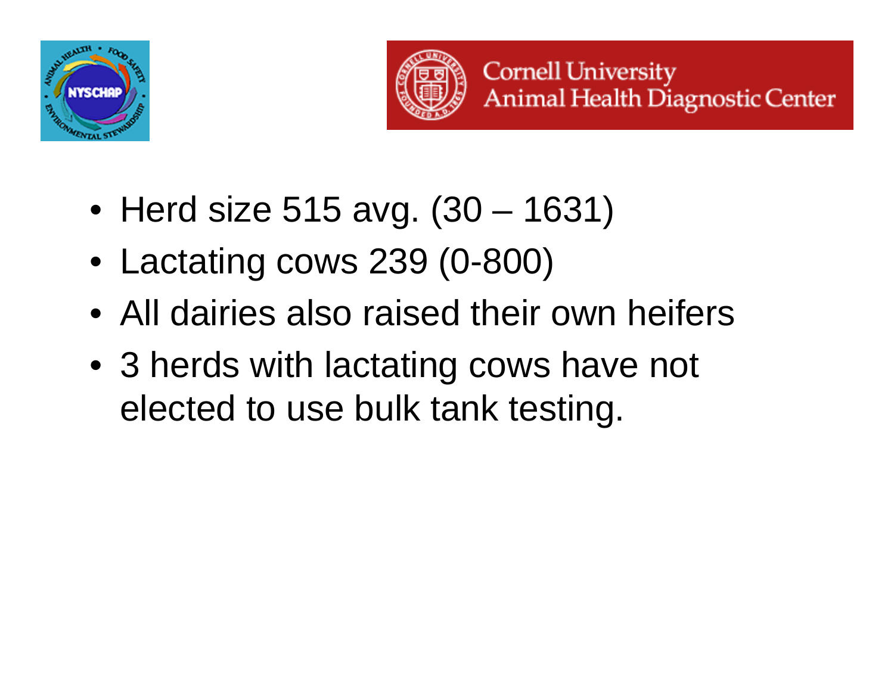- Herd size 515 avg. (30 – 1631)
- Lactating cows 239 (0-800)
- All dairies also raised their own heifers
- 3 herds with lactating cows have not elected to use bulk tank testing.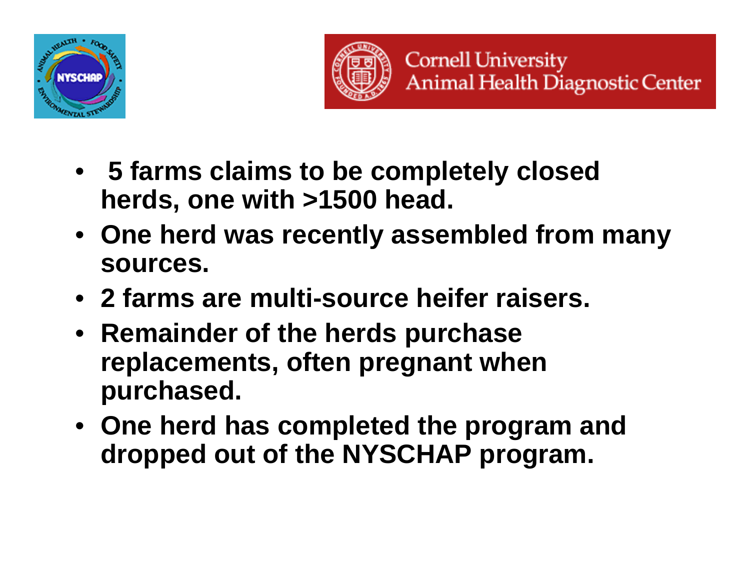- 5 farms claims to be completely closed herds, one with >1500 head.
- One herd was recently assembled from many sources.
- 2 farms are multi-source heifer raisers.
- Remainder of the herds purchase replacements, often pregnant when purchased.
- One herd has completed the program and dropped out of the NYSCHAP program.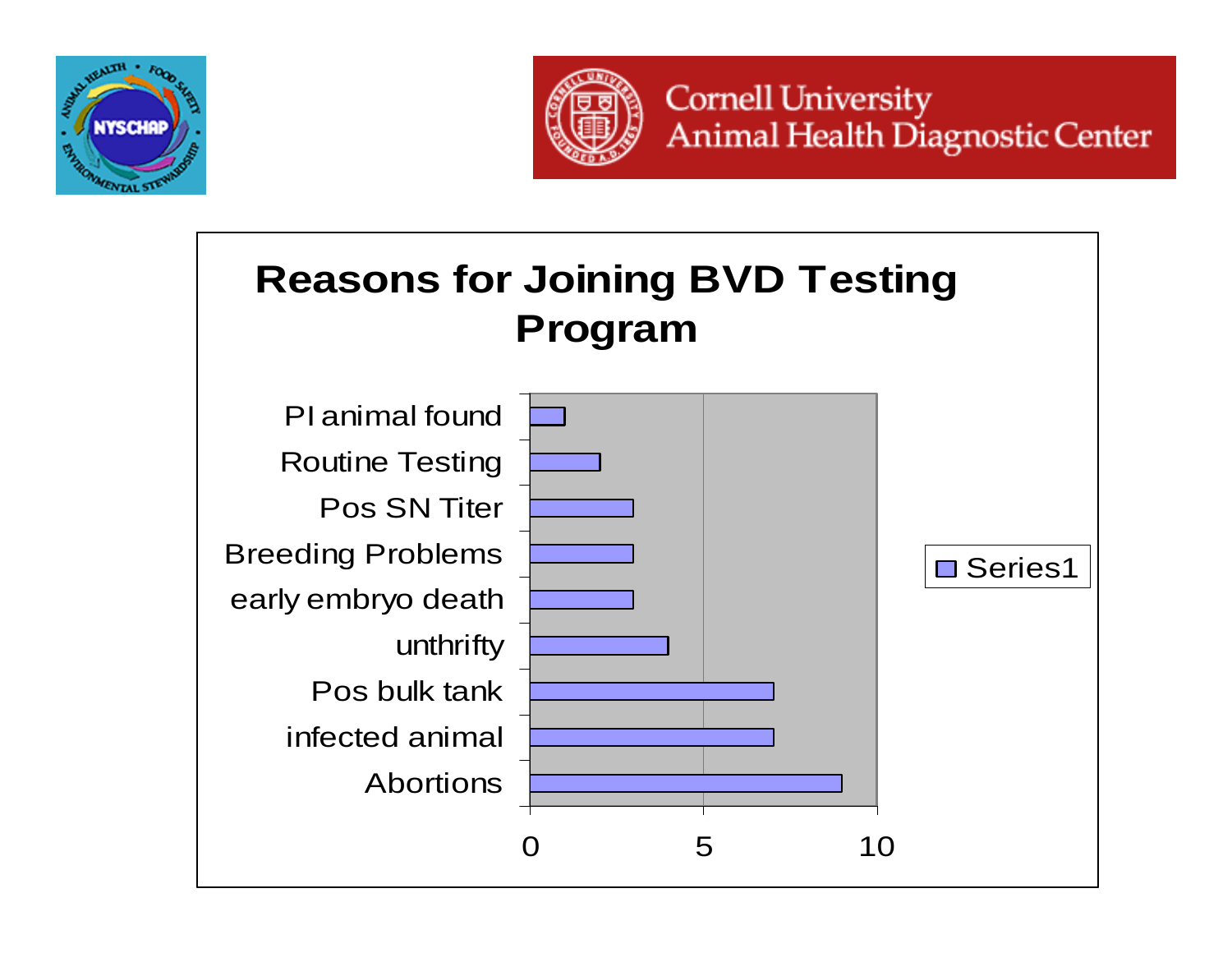Cornell University Animal Health Diagnostic Center

## Reasons for Joining BVD Testing Program

| Reason | Series1 |
| --- | --- |
| PI animal found | 1 |
| Routine Testing | 2 |
| Pos SN Titer | 3 |
| Breeding Problems | 3 |
| early embryo death | 3 |
| unthrifty | 4 |
| Pos bulk tank | 7 |
| infected animal | 7 |
| Abortions | 9 |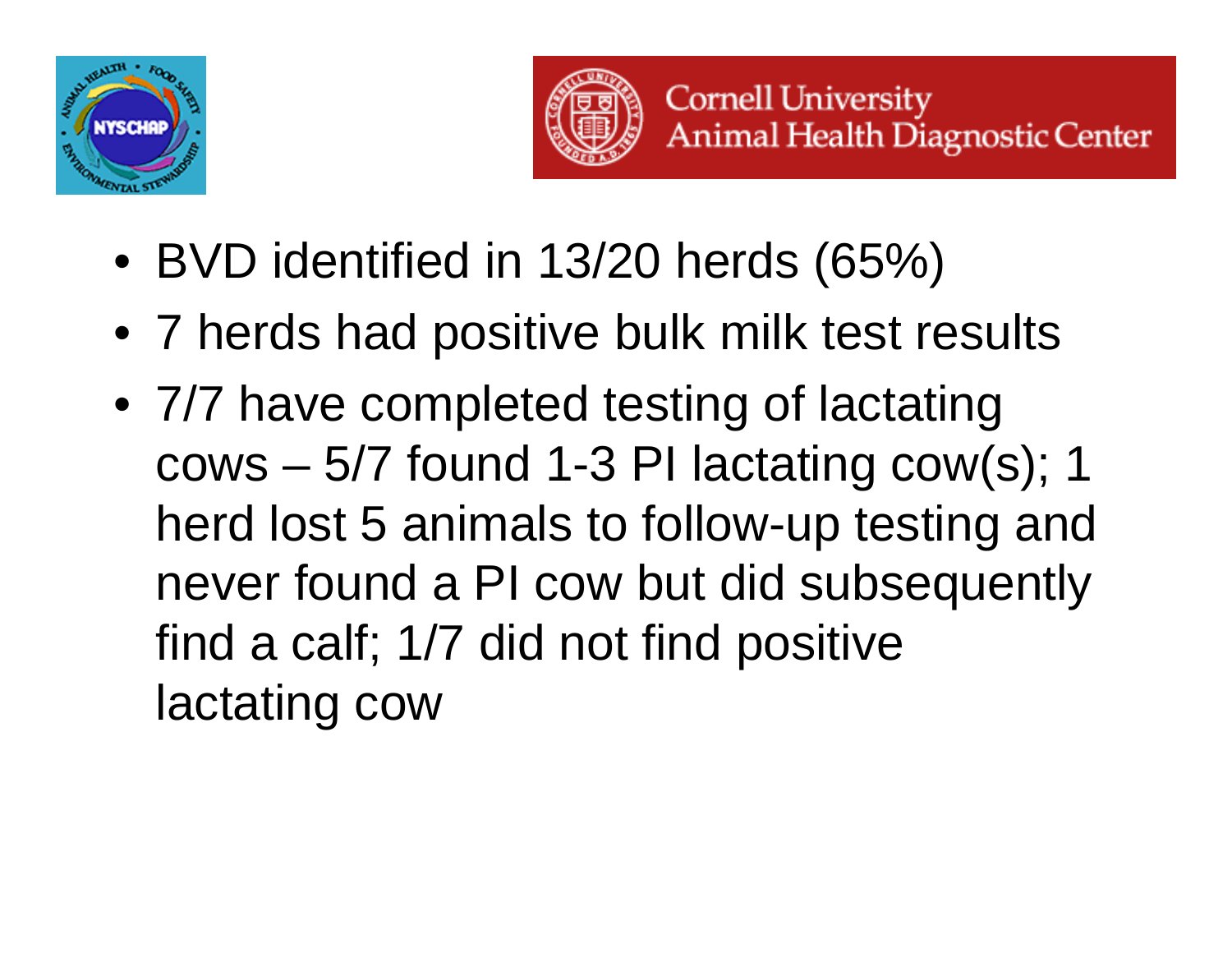- BVD identified in 13/20 herds (65%)
- 7 herds had positive bulk milk test results
- 7/7 have completed testing of lactating cows – 5/7 found 1-3 PI lactating cow(s); 1 herd lost 5 animals to follow-up testing and never found a PI cow but did subsequently find a calf; 1/7 did not find positive lactating cow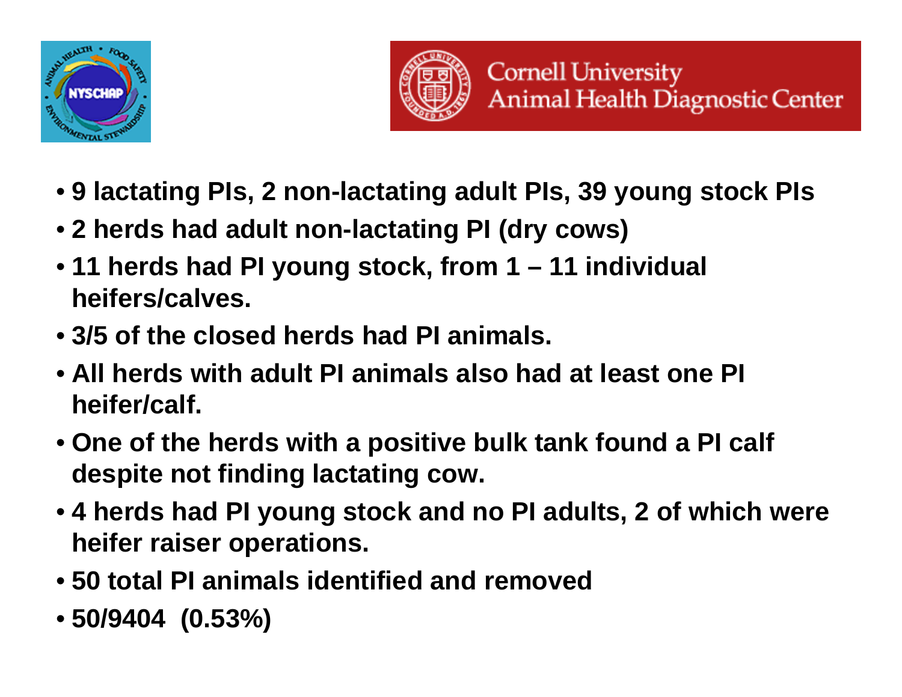- **9 lactating PIs, 2 non-lactating adult PIs, 39 young stock PIs**
- **2 herds had adult non-lactating PI (dry cows)**
- **11 herds had PI young stock, from 1 – 11 individual heifers/calves.**
- **3/5 of the closed herds had PI animals.**
- **All herds with adult PI animals also had at least one PI heifer/calf.**
- **One of the herds with a positive bulk tank found a PI calf despite not finding lactating cow.**
- **4 herds had PI young stock and no PI adults, 2 of which were heifer raiser operations.**
- **50 total PI animals identified and removed**
- **50/9404 (0.53%)**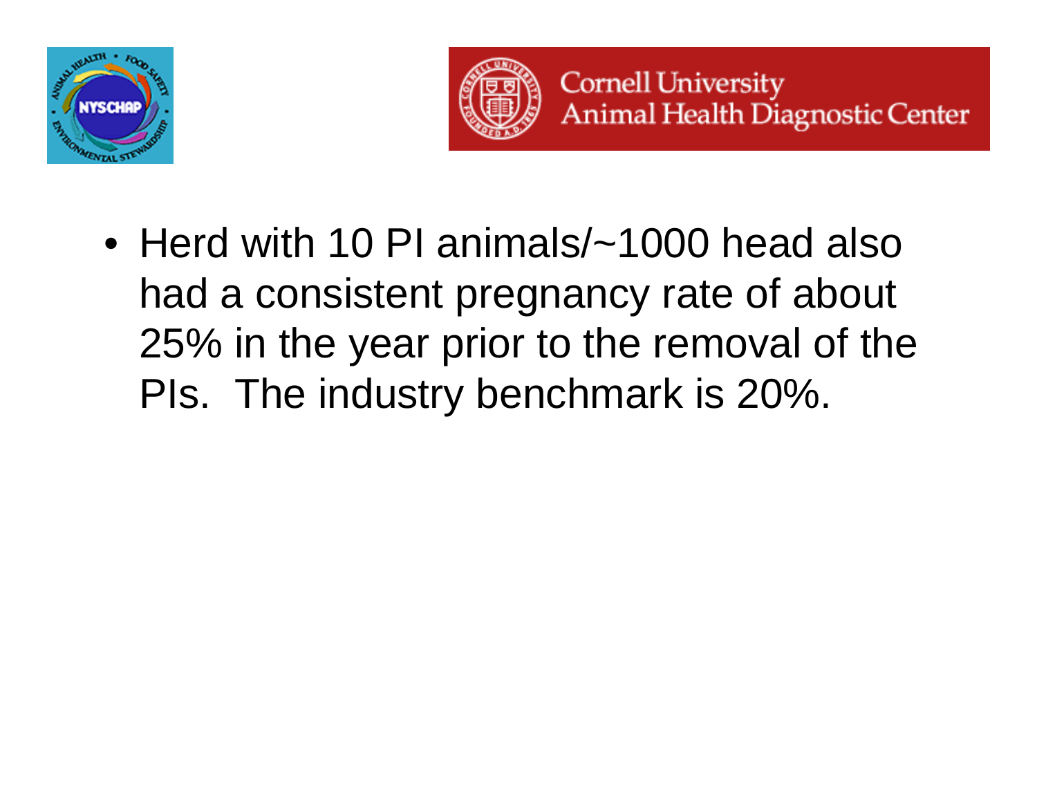- Herd with 10 PI animals/~1000 head also had a consistent pregnancy rate of about 25% in the year prior to the removal of the PIs. The industry benchmark is 20%.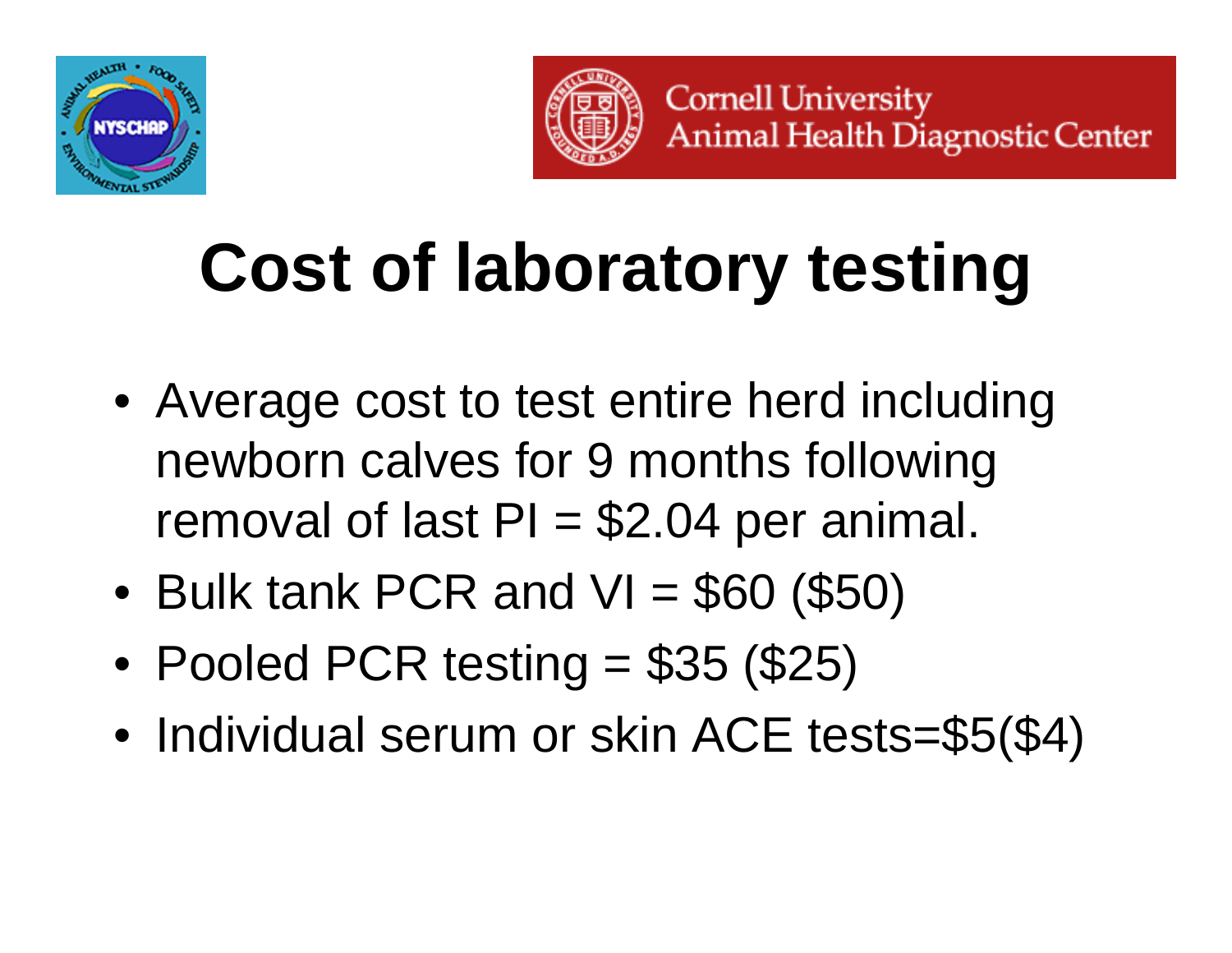# Cost of laboratory testing

- Average cost to test entire herd including newborn calves for 9 months following removal of last PI = $2.04 per animal.
- Bulk tank PCR and VI = $60 ($50)
- Pooled PCR testing = $35 ($25)
- Individual serum or skin ACE tests=$5($4)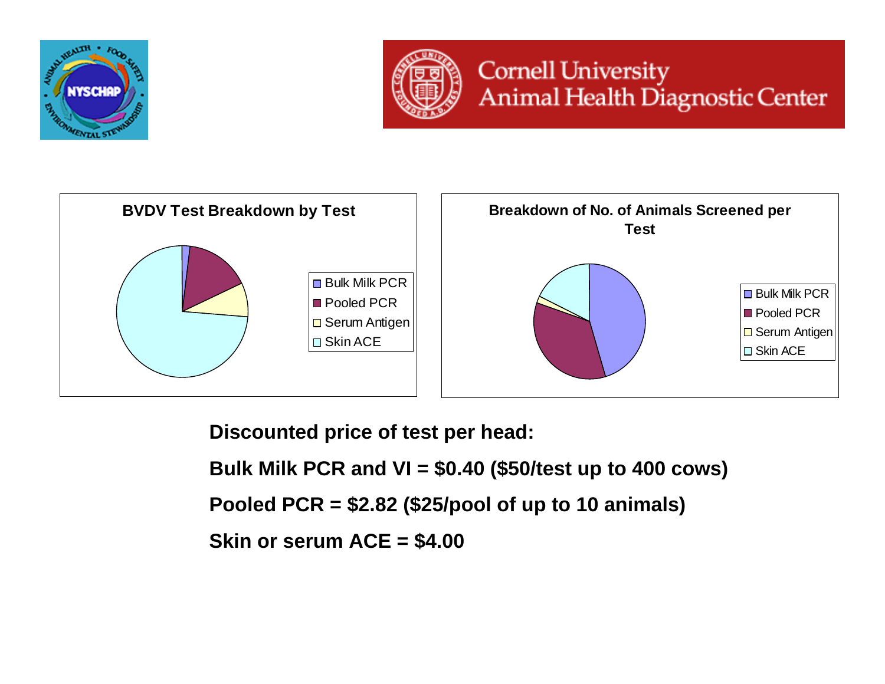Cornell University
Animal Health Diagnostic Center

**BVDV Test Breakdown by Test**

- Bulk Milk PCR
- Pooled PCR
- Serum Antigen
- Skin ACE

**Breakdown of No. of Animals Screened per Test**

- Bulk Milk PCR
- Pooled PCR
- Serum Antigen
- Skin ACE

**Discounted price of test per head:**

**Bulk Milk PCR and VI = $0.40 ($50/test up to 400 cows)**

**Pooled PCR = $2.82 ($25/pool of up to 10 animals)**

**Skin or serum ACE = $4.00**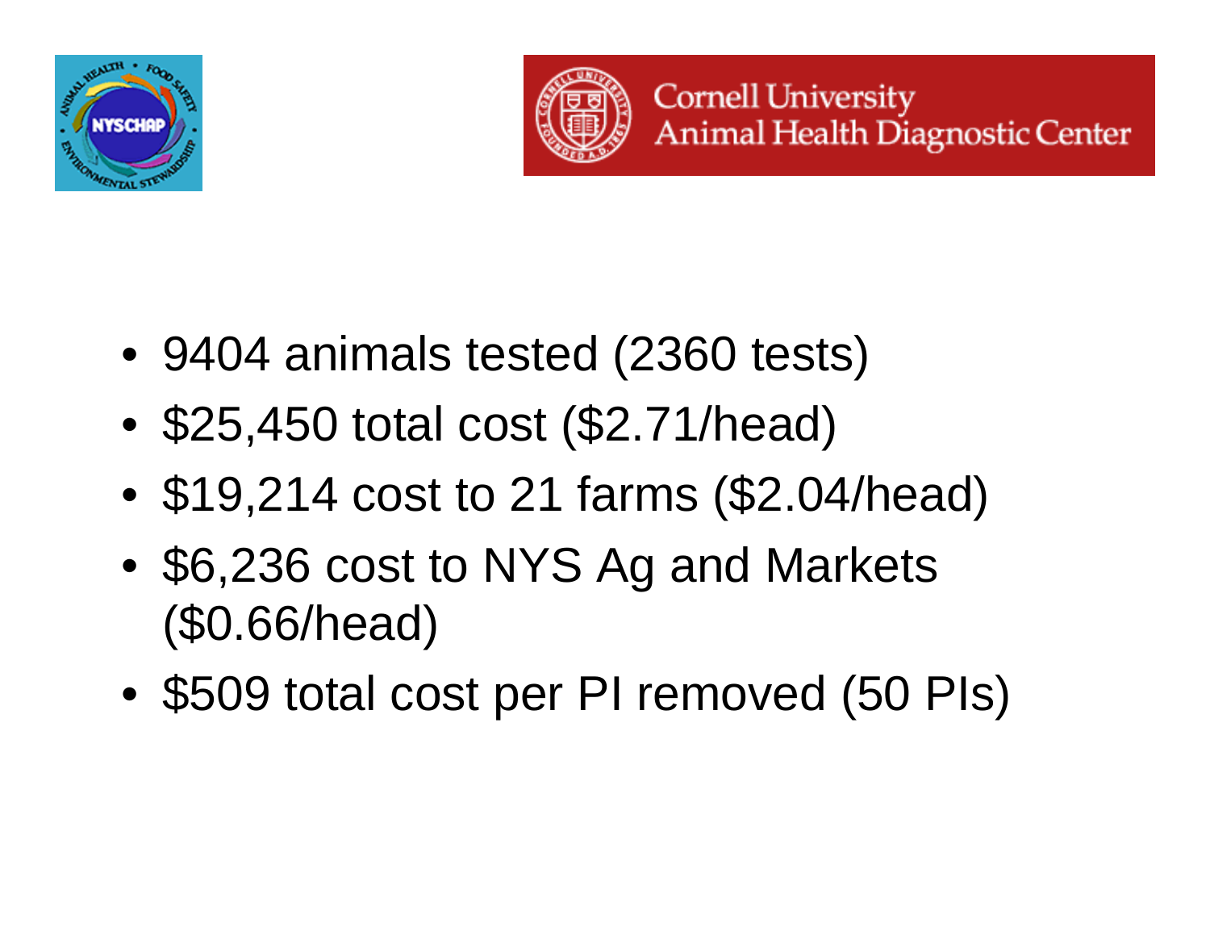- 9404 animals tested (2360 tests)
- $25,450 total cost ($2.71/head)
- $19,214 cost to 21 farms ($2.04/head)
- $6,236 cost to NYS Ag and Markets ($0.66/head)
- $509 total cost per PI removed (50 PIs)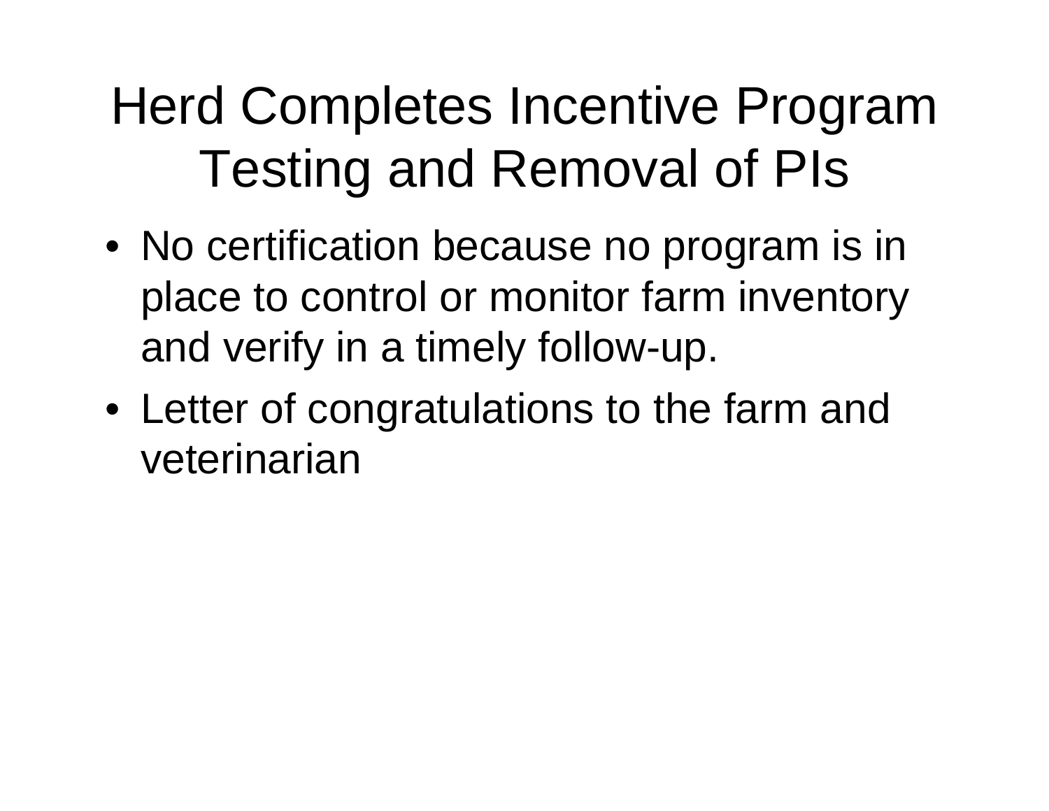# Herd Completes Incentive Program Testing and Removal of PIs

- No certification because no program is in place to control or monitor farm inventory and verify in a timely follow-up.
- Letter of congratulations to the farm and veterinarian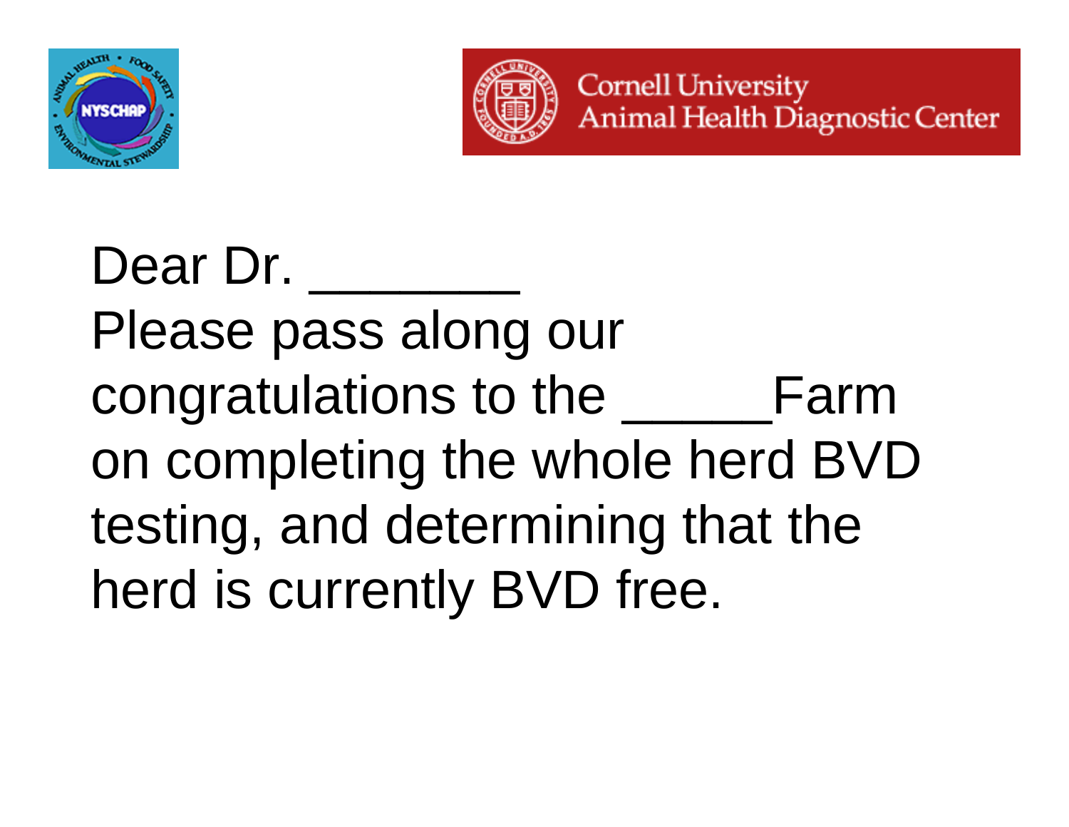Cornell University
Animal Health Diagnostic Center

Dear Dr. _______
Please pass along our congratulations to the _____Farm on completing the whole herd BVD testing, and determining that the herd is currently BVD free.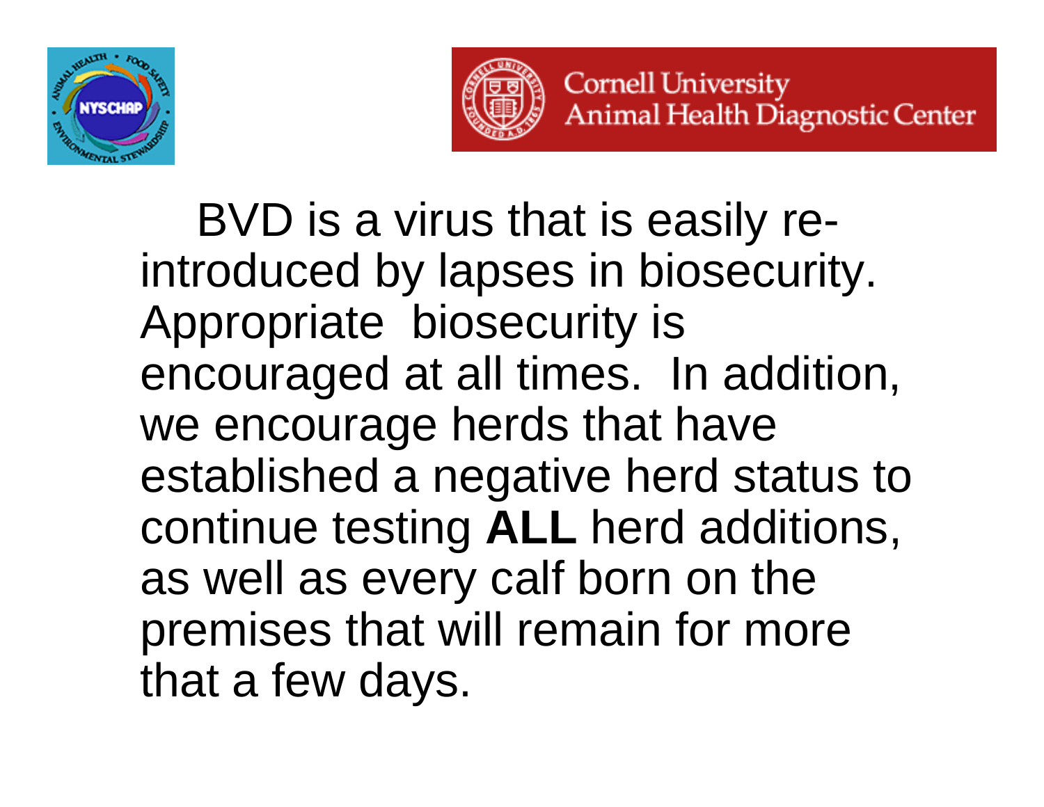BVD is a virus that is easily re-introduced by lapses in biosecurity. Appropriate biosecurity is encouraged at all times. In addition, we encourage herds that have established a negative herd status to continue testing **ALL** herd additions, as well as every calf born on the premises that will remain for more that a few days.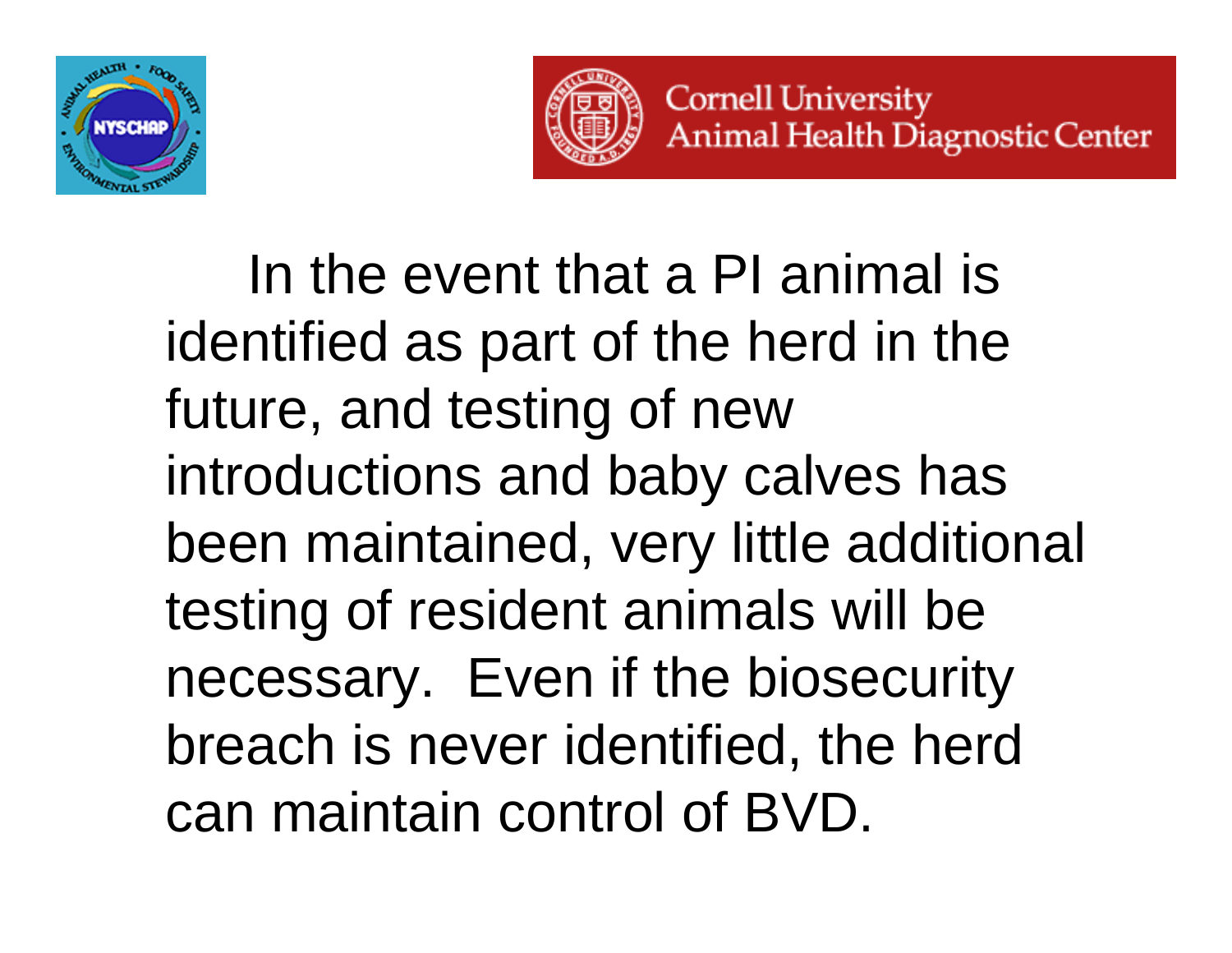In the event that a PI animal is identified as part of the herd in the future, and testing of new introductions and baby calves has been maintained, very little additional testing of resident animals will be necessary. Even if the biosecurity breach is never identified, the herd can maintain control of BVD.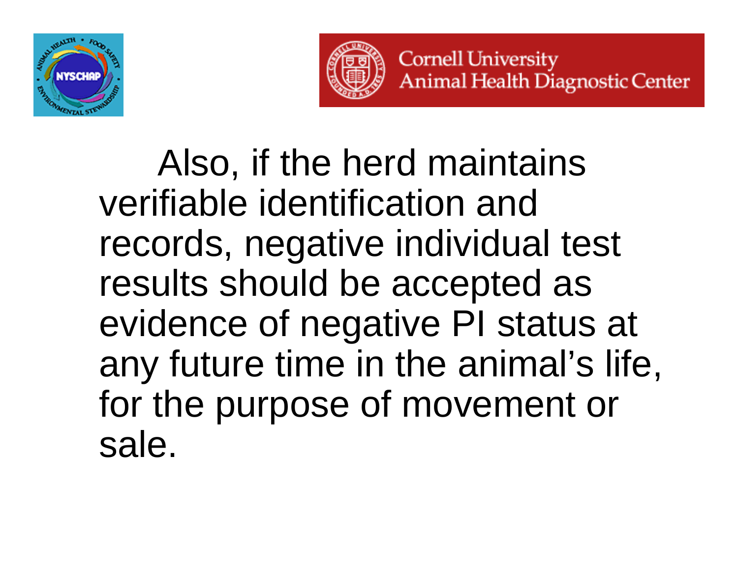Also, if the herd maintains verifiable identification and records, negative individual test results should be accepted as evidence of negative PI status at any future time in the animal's life, for the purpose of movement or sale.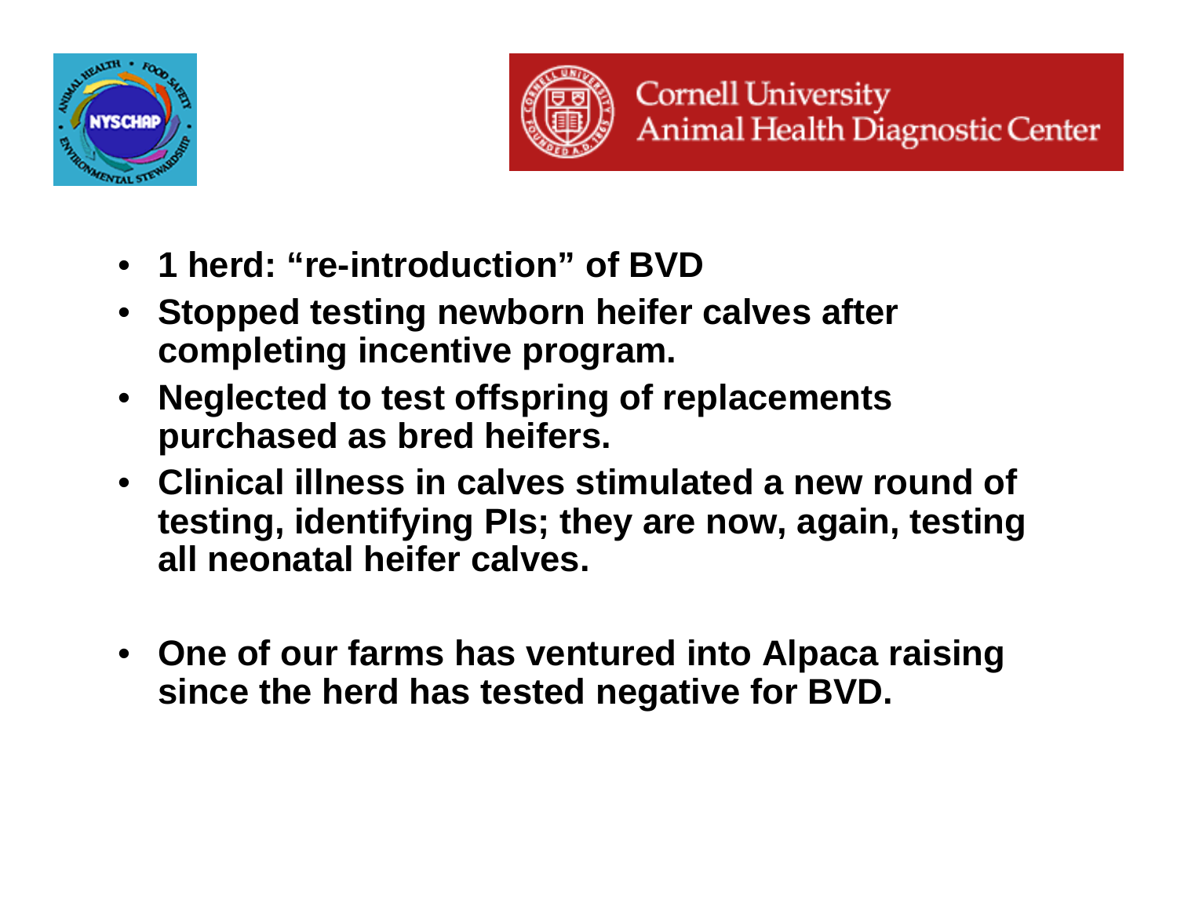- **1 herd: "re-introduction" of BVD**
- **Stopped testing newborn heifer calves after completing incentive program.**
- **Neglected to test offspring of replacements purchased as bred heifers.**
- **Clinical illness in calves stimulated a new round of testing, identifying PIs; they are now, again, testing all neonatal heifer calves.**

- **One of our farms has ventured into Alpaca raising since the herd has tested negative for BVD.**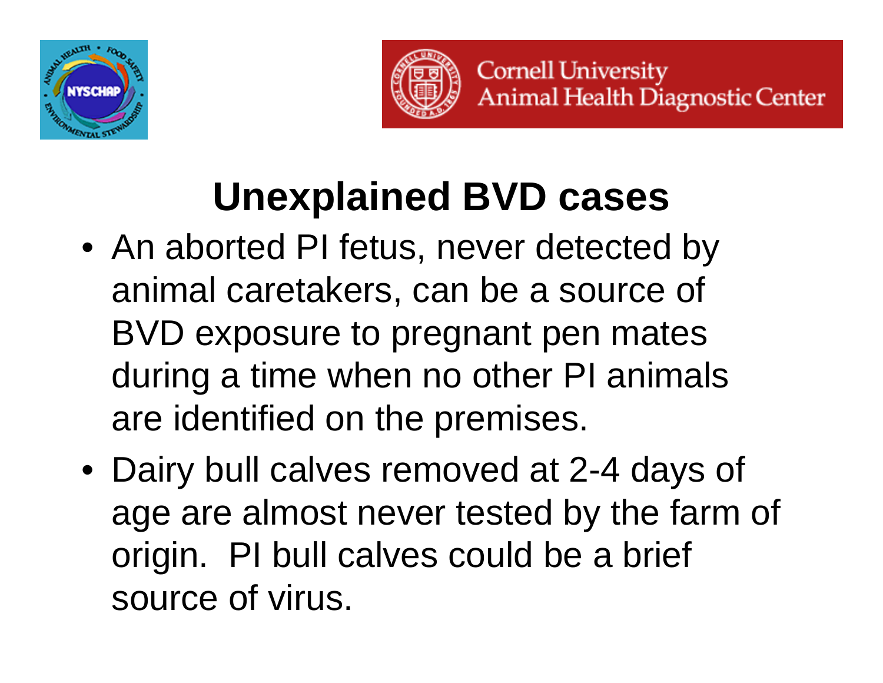# Unexplained BVD cases

- An aborted PI fetus, never detected by animal caretakers, can be a source of BVD exposure to pregnant pen mates during a time when no other PI animals are identified on the premises.
- Dairy bull calves removed at 2-4 days of age are almost never tested by the farm of origin. PI bull calves could be a brief source of virus.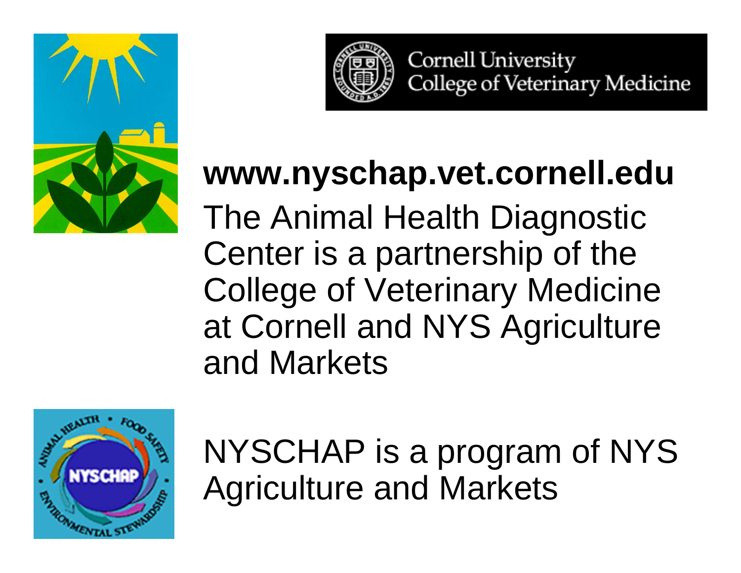Cornell University
College of Veterinary Medicine

**www.nyschap.vet.cornell.edu**

The Animal Health Diagnostic Center is a partnership of the College of Veterinary Medicine at Cornell and NYS Agriculture and Markets

NYSCHAP is a program of NYS Agriculture and Markets